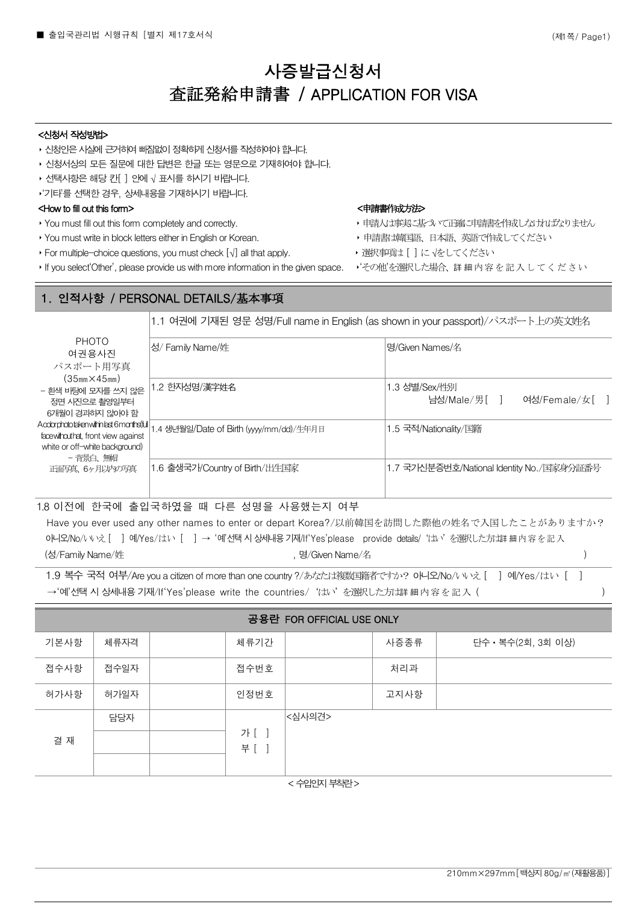■ 출입국관리법 시행규칙 [별지 제17호서식]

# 사증발급신청서
# 査証発給申請書 / APPLICATION FOR VISA

**<신청서 작성방법>**

- 신청인은 사실에 근거하여 빠짐없이 정확하게 신청서를 작성하여야 합니다.
- 신청서상의 모든 질문에 대한 답변은 한글 또는 영문으로 기재하여야 합니다.
- 선택사항은 해당 칸[ ] 안에 √ 표시를 하시기 바랍니다.
- '기타'를 선택한 경우, 상세내용을 기재하시기 바랍니다.

**<How to fill out this form>**

- You must fill out this form completely and correctly.
- You must write in block letters either in English or Korean.
- For multiple-choice questions, you must check [√] all that apply.
- If you select 'Other', please provide us with more information in the given space.

**<申請書作成方法>**

- 申請人は事実に基づいて正確に申請書を作成しなければなりません
- 申請書は韓国語、日本語、英語で作成してください
- 選択事項は [ ] に √をしてください
- 'その他'を選択した場合、詳細内容を記入してください

## 1. 인적사항 / PERSONAL DETAILS/基本事項

| PHOTO 여권용사진 パスポート用写真 (35㎜×45㎜) - 흰색 바탕에 모자를 쓰지 않은 정면 사진으로 촬영일부터 6개월이 경과하지 않아야 함 A color photo taken within last 6 months (full face without hat, front view against white or off-white background) - 背景白、無帽 正面写真、6ヶ月以内の写真 | 1.1 여권에 기재된 영문 성명/Full name in English (as shown in your passport)/パスポート上の英文姓名 | |
|---|---|---|
| | 성/ Family Name/姓 | 명/Given Names/名 |
| | 1.2 한자성명/漢字姓名 | 1.3 성별/Sex/性別 남성/Male/男 [ ] 여성/Female/女 [ ] |
| | 1.4 생년월일/Date of Birth (yyyy/mm/dd)/生年月日 | 1.5 국적/Nationality/国籍 |
| | 1.6 출생국가/Country of Birth/出生国家 | 1.7 국가신분증번호/National Identity No./国家身分証番号 |

1.8 이전에 한국에 출입국하였을 때 다른 성명을 사용했는지 여부
Have you ever used any other names to enter or depart Korea?/以前韓国を訪問した際他の姓名で入国したことがありますか?
아니오/No/いいえ [ ] 예/Yes/はい [ ] → '예'선택 시 상세내용 기재/If 'Yes' please provide details/ 'はい'を選択した方は詳細内容を記入
(성/Family Name/姓 , 명/Given Name/名 )

1.9 복수 국적 여부/Are you a citizen of more than one country ?/あなたは複数国籍者ですか? 아니오/No/いいえ [ ] 예/Yes/はい [ ]
→'예'선택 시 상세내용 기재/If 'Yes' please write the countries/ 'はい'を選択した方は詳細内容を記入 ( )

**공용란 FOR OFFICIAL USE ONLY**

| 기본사항 | 체류자격 | | 체류기간 | | 사증종류 | 단수 · 복수(2회, 3회 이상) |
|---|---|---|---|---|---|---|
| 접수사항 | 접수일자 | | 접수번호 | | 처리과 | |
| 허가사항 | 허가일자 | | 인정번호 | | 고지사항 | |
| 결 재 | 담당자 | | 가 [ ] 부 [ ] | <심사의견> | | |
| | | | | | | |
| | | | | | | |

< 수입인지 부착란 >

210mm×297mm [백상지 80g/㎡(재활용품)]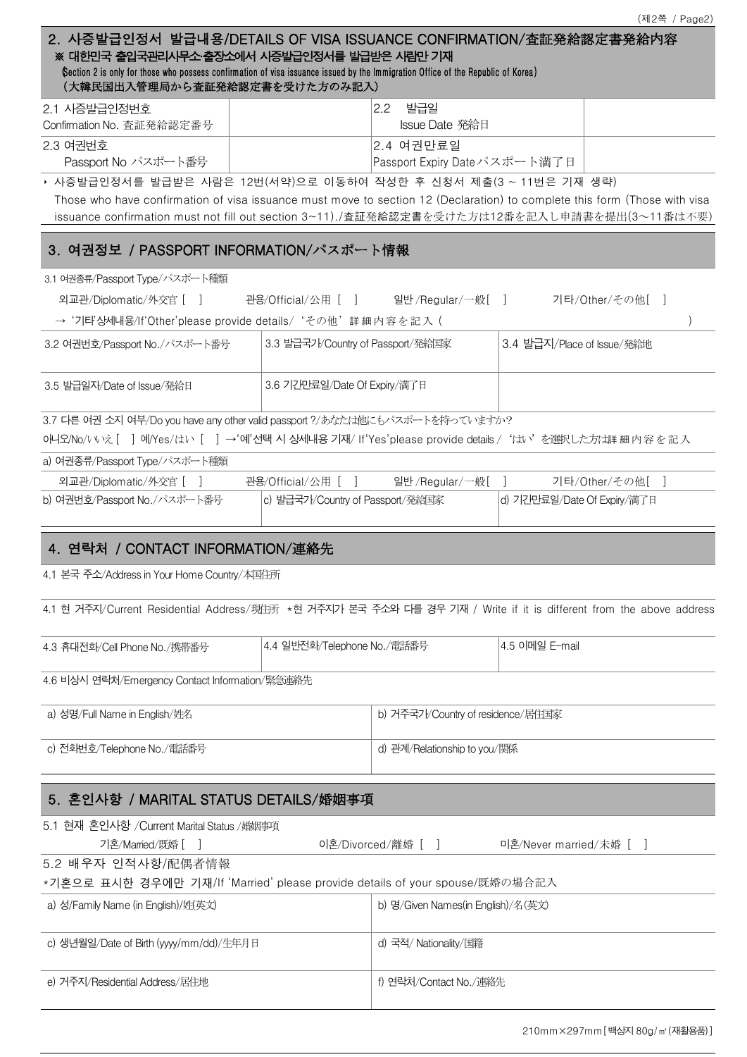## 2. 사증발급인정서 발급내용/DETAILS OF VISA ISSUANCE CONFIRMATION/査証発給認定書発給内容

**※ 대한민국 출입국관리사무소·출장소에서 사증발급인정서를 발급받은 사람만 기재**

(Section 2 is only for those who possess confirmation of visa issuance issued by the Immigration Office of the Republic of Korea)

(大韓民国出入国管理局から査証発給認定書を受けた方のみ記入)

| 2.1 사증발급인정번호 Confirmation No. 査証発給認定番号 | | 2.2 발급일 Issue Date 発給日 | |
|---|---|---|---|
| 2.3 여권번호 Passport No パスポート番号 | | 2.4 여권만료일 Passport Expiry Date パスポート満了日 | |

‣ 사증발급인정서를 발급받은 사람은 12번(서약)으로 이동하여 작성한 후 신청서 제출(3 ~ 11번은 기재 생략)
Those who have confirmation of visa issuance must move to section 12 (Declaration) to complete this form (Those with visa issuance confirmation must not fill out section 3~11)./査証発給認定書を受けた方は12番を記入し申請書を提出(3~11番は不要)

## 3. 여권정보 / PASSPORT INFORMATION/パスポート情報

3.1 여권종류/Passport Type/パスポート種類

외교관/Diplomatic/外交官 [ ]　관용/Official/公用 [ ]　일반/Regular/一般[ ]　기타/Other/その他[ ]

→ '기타'상세내용/If 'Other' please provide details/ 'その他' 詳細内容を記入 ( )

| 3.2 여권번호/Passport No./パスポート番号 | 3.3 발급국가/Country of Passport/発給国家 | 3.4 발급지/Place of Issue/発給地 |
|---|---|---|
| 3.5 발급일자/Date of Issue/発給日 | 3.6 기간만료일/Date Of Expiry/満了日 | |

3.7 다른 여권 소지 여부/Do you have any other valid passport ?/あなたは他にもパスポートを持っていますか?

아니오/No/いいえ [ ] 예/Yes/はい [ ] →'예'선택 시 상세내용 기재/ If 'Yes' please provide details / 'はい' を選択した方は詳細内容を記入

a) 여권종류/Passport Type/パスポート種類

외교관/Diplomatic/外交官 [ ]　관용/Official/公用 [ ]　일반/Regular/一般[ ]　기타/Other/その他[ ]

| b) 여권번호/Passport No./パスポート番号 | c) 발급국가/Country of Passport/発給国家 | d) 기간만료일/Date Of Expiry/満了日 |
|---|---|---|

## 4. 연락처 / CONTACT INFORMATION/連絡先

4.1 본국 주소/Address in Your Home Country/本国住所

4.1 현 거주지/Current Residential Address/現住所 *현 거주지가 본국 주소와 다를 경우 기재 / Write if it is different from the above address

| 4.3 휴대전화/Cell Phone No./携帯番号 | 4.4 일반전화/Telephone No./電話番号 | 4.5 이메일 E-mail |
|---|---|---|

4.6 비상시 연락처/Emergency Contact Information/緊急連絡先

| a) 성명/Full Name in English/姓名 | b) 거주국가/Country of residence/居住国家 |
|---|---|
| c) 전화번호/Telephone No./電話番号 | d) 관계/Relationship to you/関係 |

## 5. 혼인사항 / MARITAL STATUS DETAILS/婚姻事項

5.1 현재 혼인사항 /Current Marital Status /婚姻事項

기혼/Married/既婚 [ ]　이혼/Divorced/離婚 [ ]　미혼/Never married/未婚 [ ]

5.2 배우자 인적사항/配偶者情報

*기혼으로 표시한 경우에만 기재/If 'Married' please provide details of your spouse/既婚の場合記入

| a) 성/Family Name (in English)/姓(英文) | b) 명/Given Names(in English)/名(英文) |
|---|---|
| c) 생년월일/Date of Birth (yyyy/mm/dd)/生年月日 | d) 국적/ Nationality/国籍 |
| e) 거주지/Residential Address/居住地 | f) 연락처/Contact No./連絡先 |

210mm×297mm[백상지 80g/㎡(재활용품)]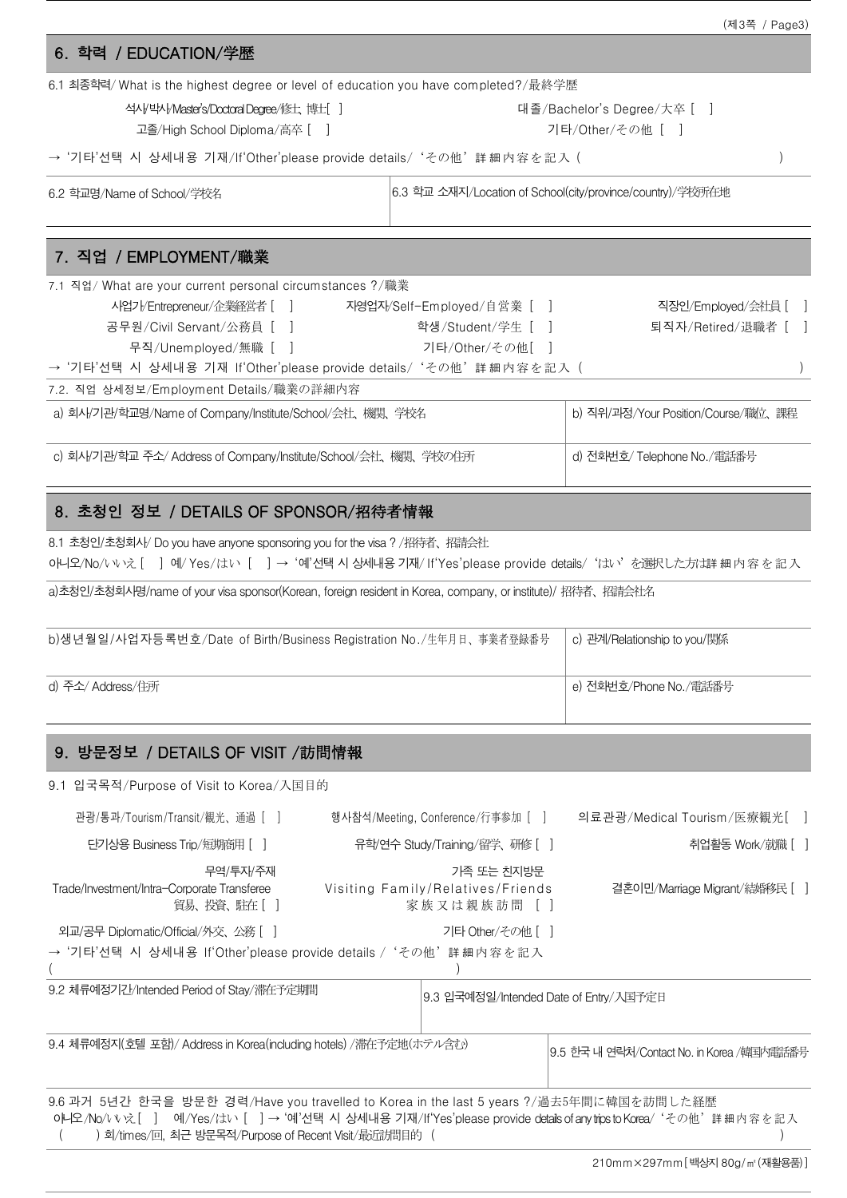## 6. 학력 / EDUCATION/学歴

6.1 최종학력/ What is the highest degree or level of education you have completed?/最終学歴

석사/박사/Master's/Doctoral Degree/修士, 博士[ ]　　대졸/Bachelor's Degree/大卒 [ ]

고졸/High School Diploma/高卒 [ ]　　기타/Other/その他 [ ]

→ '기타'선택 시 상세내용 기재/If'Other'please provide details/ 'その他' 詳細内容を記入 ( )

| 6.2 학교명/Name of School/学校名 | 6.3 학교 소재지/Location of School(city/province/country)/学校所在地 |
|---|---|
| | |

## 7. 직업 / EMPLOYMENT/職業

7.1 직업/ What are your current personal circumstances ?/職業

사업가/Entrepreneur/企業経営者 [ ]　　자영업자/Self-Employed/自営業 [ ]　　직장인/Employed/会社員 [ ]

공무원/Civil Servant/公務員 [ ]　　학생/Student/学生 [ ]　　퇴직자/Retired/退職者 [ ]

무직/Unemployed/無職 [ ]　　기타/Other/その他[ ]

→ '기타'선택 시 상세내용 기재 If'Other'please provide details/ 'その他' 詳細内容を記入 ( )

7.2. 직업 상세정보/Employment Details/職業の詳細内容

| a) 회사/기관/학교명/Name of Company/Institute/School/会社、機関、学校名 | b) 직위/과정/Your Position/Course/職位、課程 |
|---|---|
| c) 회사/기관/학교 주소/ Address of Company/Institute/School/会社、機関、学校の住所 | d) 전화번호/ Telephone No./電話番号 |

## 8. 초청인 정보 / DETAILS OF SPONSOR/招待者情報

8.1 초청인/초청회사/ Do you have anyone sponsoring you for the visa ? /招待者、招請会社

아니오/No/いいえ [ ] 예/ Yes/はい [ ] → '예'선택 시 상세내용 기재/ If'Yes'please provide details/ 'はい' を選択した方は詳細内容を記入

a)초청인/초청회사명/name of your visa sponsor(Korean, foreign resident in Korea, company, or institute)/ 招待者、招請会社名

| b)생년월일/사업자등록번호/Date of Birth/Business Registration No./生年月日、事業者登録番号 | c) 관계/Relationship to you/関係 |
|---|---|
| d) 주소/ Address/住所 | e) 전화번호/Phone No./電話番号 |

## 9. 방문정보 / DETAILS OF VISIT /訪問情報

9.1 입국목적/Purpose of Visit to Korea/入国目的

관광/통과/Tourism/Transit/観光、通過 [ ]　　행사참석/Meeting, Conference/行事参加 [ ]　　의료관광/Medical Tourism/医療観光[ ]

단기상용 Business Trip/短期商用 [ ]　　유학/연수 Study/Training/留学、研修 [ ]　　취업활동 Work/就職 [ ]

무역/투자/주재 Trade/Investment/Intra-Corporate Transferee 貿易、投資、駐在 [ ]　　가족 또는 친지방문 Visiting Family/Relatives/Friends 家族又は親族訪問 [ ]　　결혼이민/Marriage Migrant/結婚移民 [ ]

외교/공무 Diplomatic/Official/外交、公務 [ ]　　기타 Other/その他 [ ]

→ '기타'선택 시 상세내용 If'Other'please provide details / 'その他' 詳細内容を記入 ( )

| 9.2 체류예정기간/Intended Period of Stay/滞在予定期間 | 9.3 입국예정일/Intended Date of Entry/入国予定日 |
|---|---|
| 9.4 체류예정지(호텔 포함)/ Address in Korea(including hotels) /滞在予定地(ホテル含む) | 9.5 한국 내 연락처/Contact No. in Korea /韓国内電話番号 |

9.6 과거 5년간 한국을 방문한 경력/Have you travelled to Korea in the last 5 years ?/過去5年間に韓国を訪問した経歴

아니오/No/いいえ [ ]　예/Yes/はい [ ] → '예'선택 시 상세내용 기재/If'Yes'please provide details of any trips to Korea/ 'その他' 詳細内容を記入

( ) 회/times/回, 최근 방문목적/Purpose of Recent Visit/最近訪問目的 ( )

210mm×297mm[백상지 80g/㎡(재활용품)]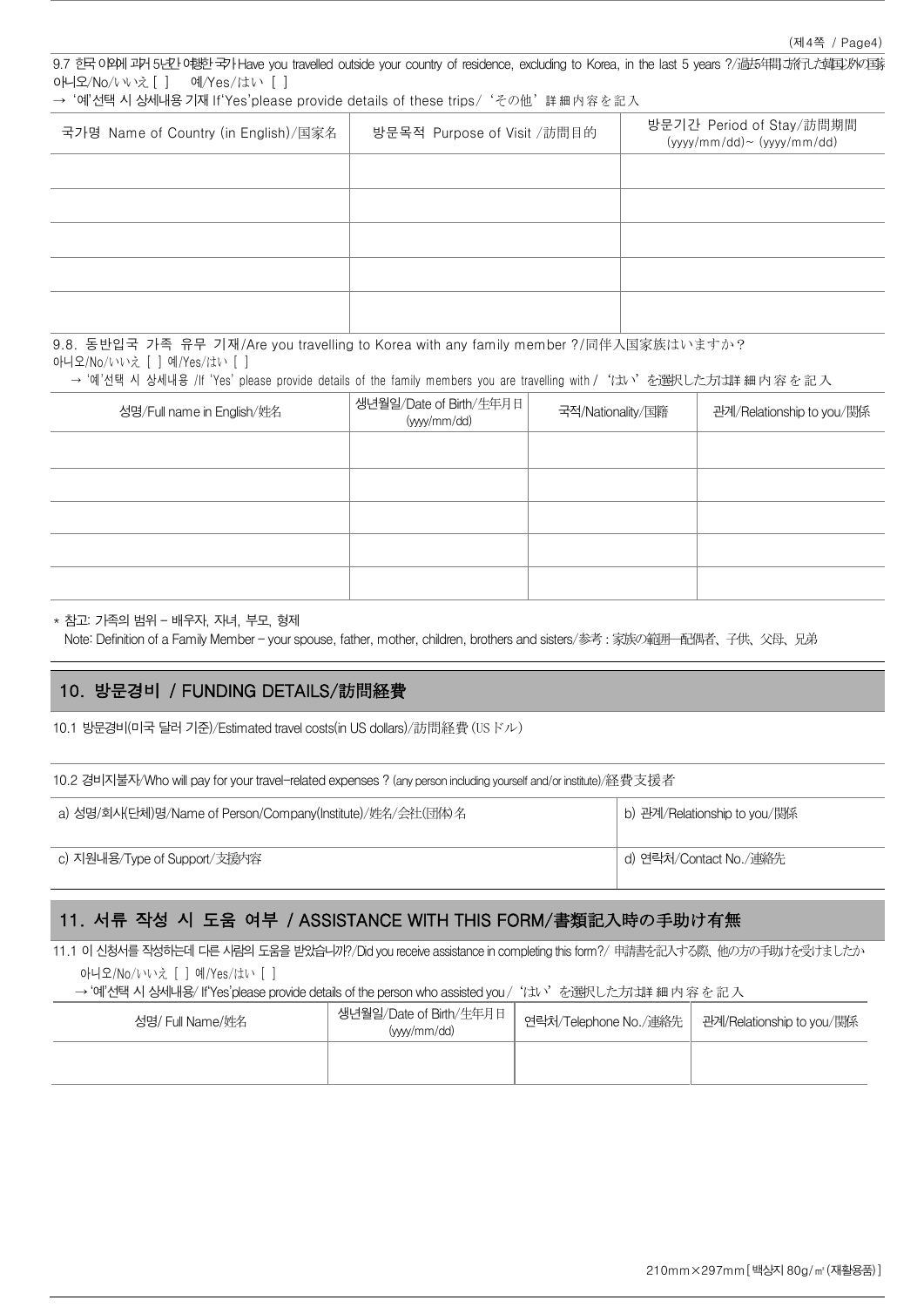9.7 한국 이외에 과거 5년간 여행한 국가 Have you travelled outside your country of residence, excluding to Korea, in the last 5 years ?/過去5年間に旅行した韓国以外の国家

아니오/No/いいえ [ ]　예/Yes/はい [ ]

→ '예'선택 시 상세내용 기재 If'Yes'please provide details of these trips/ 'その他' 詳細内容を記入

| 국가명 Name of Country (in English)/国家名 | 방문목적 Purpose of Visit /訪問目的 | 방문기간 Period of Stay/訪問期間 (yyyy/mm/dd)~ (yyyy/mm/dd) |
|---|---|---|
| | | |
| | | |
| | | |
| | | |
| | | |

9.8. 동반입국 가족 유무 기재/Are you travelling to Korea with any family member ?/同伴入国家族はいますか?

아니오/No/いいえ [ ] 예/Yes/はい [ ]

→ '예'선택 시 상세내용 /If 'Yes' please provide details of the family members you are travelling with / 'はい'を選択した方は詳細内容を記入

| 성명/Full name in English/姓名 | 생년월일/Date of Birth/生年月日 (yyyy/mm/dd) | 국적/Nationality/国籍 | 관계/Relationship to you/関係 |
|---|---|---|---|
| | | | |
| | | | |
| | | | |
| | | | |
| | | | |

* 참고: 가족의 범위 – 배우자, 자녀, 부모, 형제

Note: Definition of a Family Member – your spouse, father, mother, children, brothers and sisters/参考 : 家族の範囲―配偶者、子供、父母、兄弟

## 10. 방문경비 / FUNDING DETAILS/訪問経費

10.1 방문경비(미국 달러 기준)/Estimated travel costs(in US dollars)/訪問経費 (USドル)

10.2 경비지불자/Who will pay for your travel-related expenses ? (any person including yourself and/or institute)/経費支援者

| a) 성명/회사(단체)명/Name of Person/Company(Institute)/姓名/会社(団体)名 | b) 관계/Relationship to you/関係 |
|---|---|
| c) 지원내용/Type of Support/支援内容 | d) 연락처/Contact No./連絡先 |

## 11. 서류 작성 시 도움 여부 / ASSISTANCE WITH THIS FORM/書類記入時の手助け有無

11.1 이 신청서를 작성하는데 다른 사람의 도움을 받았습니까?/Did you receive assistance in completing this form?/ 申請書を記入する際、他の方の手助けを受けましたか

아니오/No/いいえ [ ] 예/Yes/はい [ ]

→ '예'선택 시 상세내용/ If'Yes'please provide details of the person who assisted you / 'はい'を選択した方は詳細内容を記入

| 성명/ Full Name/姓名 | 생년월일/Date of Birth/生年月日 (yyyy/mm/dd) | 연락처/Telephone No./連絡先 | 관계/Relationship to you/関係 |
|---|---|---|---|
| | | | |

210mm×297mm[백상지 80g/㎡(재활용품)]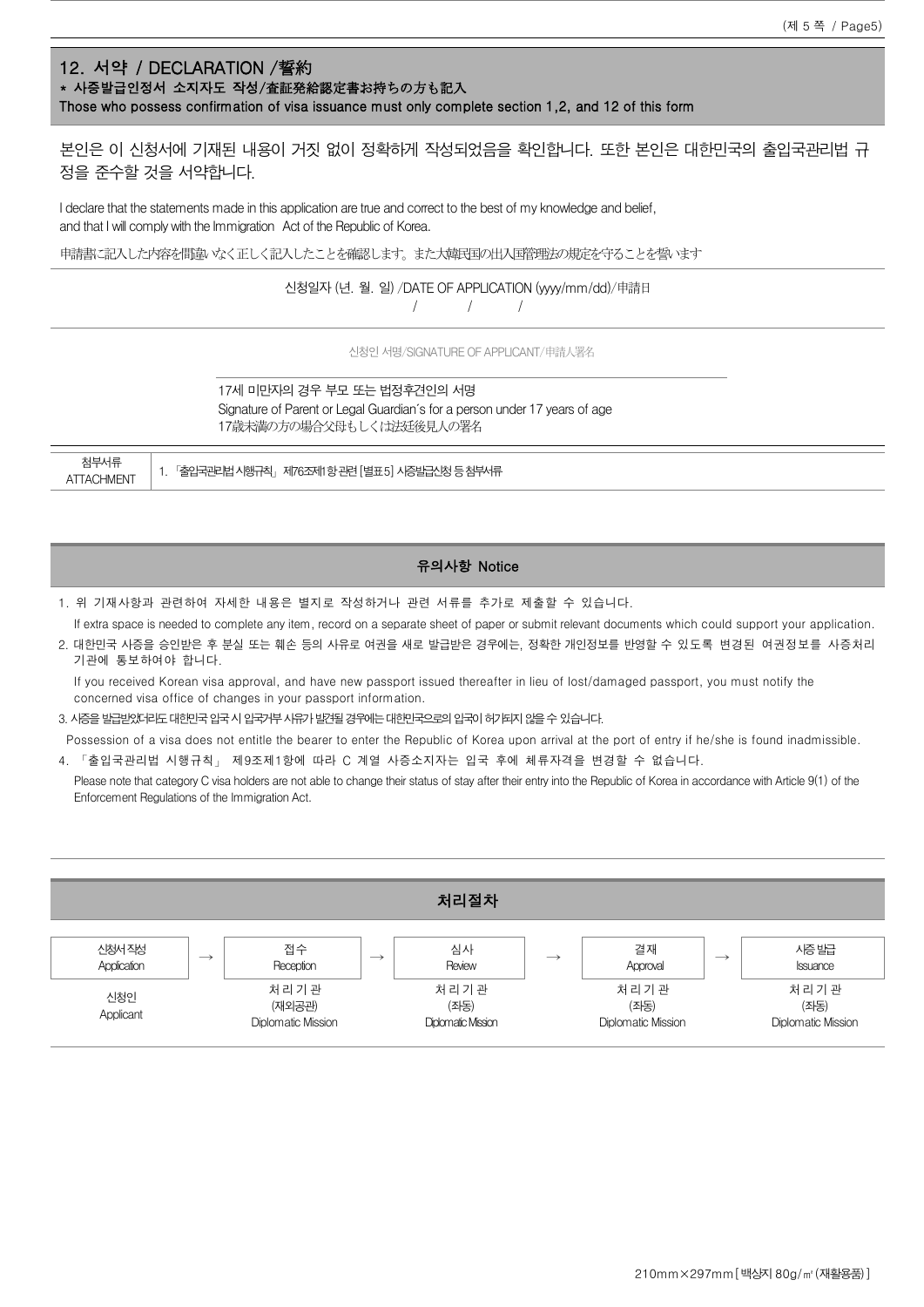## 12. 서약 / DECLARATION /誓約

**\* 사증발급인정서 소지자도 작성/査証発給認定書お持ちの方も記入**

**Those who possess confirmation of visa issuance must only complete section 1,2, and 12 of this form**

본인은 이 신청서에 기재된 내용이 거짓 없이 정확하게 작성되었음을 확인합니다. 또한 본인은 대한민국의 출입국관리법 규정을 준수할 것을 서약합니다.

I declare that the statements made in this application are true and correct to the best of my knowledge and belief, and that I will comply with the Immigration Act of the Republic of Korea.

申請書に記入した内容を間違いなく正しく記入したことを確認します。また大韓民国の出入国管理法の規定を守ることを誓います

신청일자 (년. 월. 일) /DATE OF APPLICATION (yyyy/mm/dd)/申請日

/ / /

신청인 서명/SIGNATURE OF APPLICANT/申請人署名

17세 미만자의 경우 부모 또는 법정후견인의 서명
Signature of Parent or Legal Guardian's for a person under 17 years of age
17歳未満の方の場合父母もしくは法廷後見人の署名

| | |
|---|---|
| 첨부서류 ATTACHMENT | 1. 「출입국관리법 시행규칙」 제76조제1항 관련 [별표 5] 사증발급신청 등 첨부서류 |

## 유의사항 Notice

1. 위 기재사항과 관련하여 자세한 내용은 별지로 작성하거나 관련 서류를 추가로 제출할 수 있습니다.
   If extra space is needed to complete any item, record on a separate sheet of paper or submit relevant documents which could support your application.
2. 대한민국 사증을 승인받은 후 분실 또는 훼손 등의 사유로 여권을 새로 발급받은 경우에는, 정확한 개인정보를 반영할 수 있도록 변경된 여권정보를 사증처리 기관에 통보하여야 합니다.
   If you received Korean visa approval, and have new passport issued thereafter in lieu of lost/damaged passport, you must notify the concerned visa office of changes in your passport information.
3. 사증을 발급받았더라도 대한민국 입국 시 입국거부 사유가 발견될 경우에는 대한민국으로의 입국이 허가되지 않을 수 있습니다.
   Possession of a visa does not entitle the bearer to enter the Republic of Korea upon arrival at the port of entry if he/she is found inadmissible.
4. 「출입국관리법 시행규칙」 제9조제1항에 따라 C 계열 사증소지자는 입국 후에 체류자격을 변경할 수 없습니다.
   Please note that category C visa holders are not able to change their status of stay after their entry into the Republic of Korea in accordance with Article 9(1) of the Enforcement Regulations of the Immigration Act.

## 처리절차

| 신청서 작성 Application | → | 접수 Reception | → | 심사 Review | → | 결재 Approval | → | 사증 발급 Issuance |
|---|---|---|---|---|---|---|---|---|
| 신청인 Applicant | | 처리기관 (재외공관) Diplomatic Mission | | 처리기관 (좌동) Diplomatic Mission | | 처리기관 (좌동) Diplomatic Mission | | 처리기관 (좌동) Diplomatic Mission |

210mm×297mm [백상지 80g/㎡ (재활용품)]